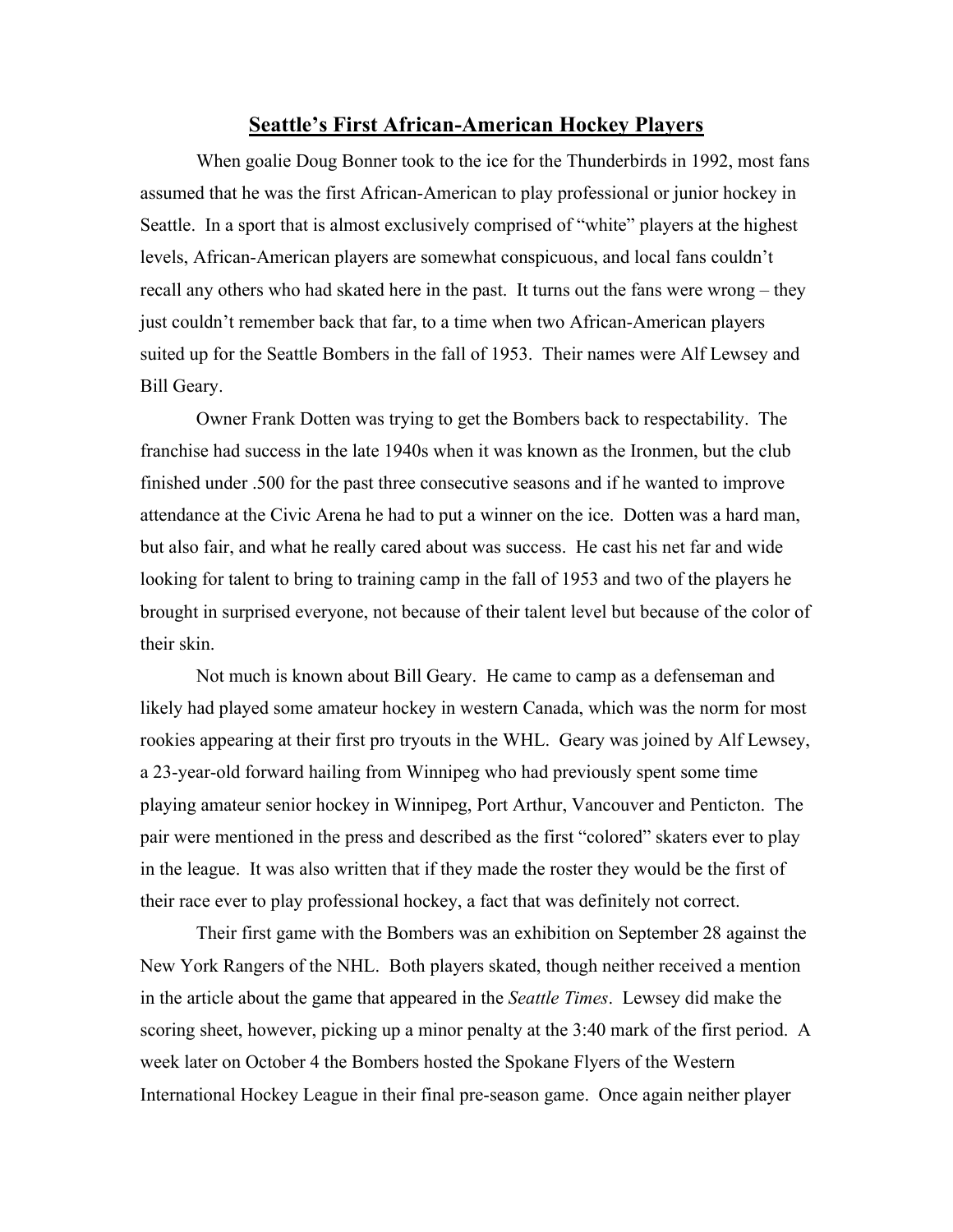# Seattle's First African-American Hockey Players

When goalie Doug Bonner took to the ice for the Thunderbirds in 1992, most fans assumed that he was the first African-American to play professional or junior hockey in Seattle. In a sport that is almost exclusively comprised of "white" players at the highest levels, African-American players are somewhat conspicuous, and local fans couldn't recall any others who had skated here in the past. It turns out the fans were wrong – they just couldn't remember back that far, to a time when two African-American players suited up for the Seattle Bombers in the fall of 1953. Their names were Alf Lewsey and Bill Geary.

Owner Frank Dotten was trying to get the Bombers back to respectability. The franchise had success in the late 1940s when it was known as the Ironmen, but the club finished under .500 for the past three consecutive seasons and if he wanted to improve attendance at the Civic Arena he had to put a winner on the ice. Dotten was a hard man, but also fair, and what he really cared about was success. He cast his net far and wide looking for talent to bring to training camp in the fall of 1953 and two of the players he brought in surprised everyone, not because of their talent level but because of the color of their skin.

Not much is known about Bill Geary. He came to camp as a defenseman and likely had played some amateur hockey in western Canada, which was the norm for most rookies appearing at their first pro tryouts in the WHL. Geary was joined by Alf Lewsey, a 23-year-old forward hailing from Winnipeg who had previously spent some time playing amateur senior hockey in Winnipeg, Port Arthur, Vancouver and Penticton. The pair were mentioned in the press and described as the first "colored" skaters ever to play in the league. It was also written that if they made the roster they would be the first of their race ever to play professional hockey, a fact that was definitely not correct.

Their first game with the Bombers was an exhibition on September 28 against the New York Rangers of the NHL. Both players skated, though neither received a mention in the article about the game that appeared in the *Seattle Times*. Lewsey did make the scoring sheet, however, picking up a minor penalty at the 3:40 mark of the first period. A week later on October 4 the Bombers hosted the Spokane Flyers of the Western International Hockey League in their final pre-season game. Once again neither player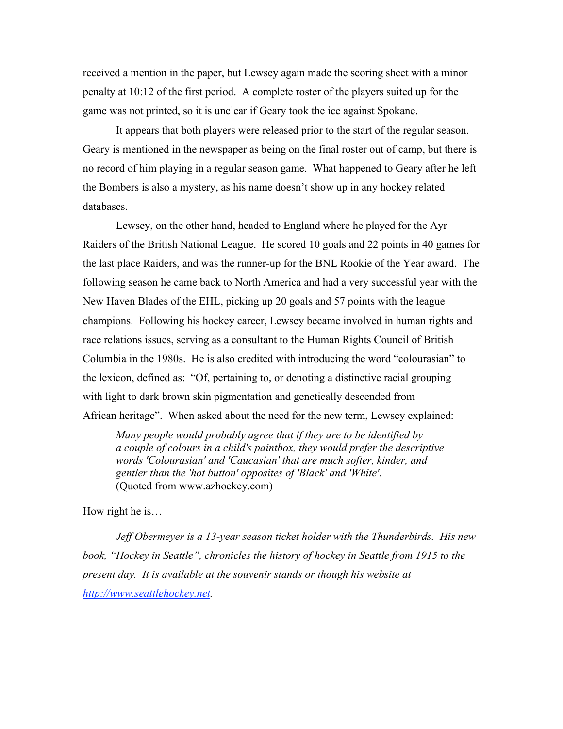received a mention in the paper, but Lewsey again made the scoring sheet with a minor penalty at 10:12 of the first period. A complete roster of the players suited up for the game was not printed, so it is unclear if Geary took the ice against Spokane.

It appears that both players were released prior to the start of the regular season. Geary is mentioned in the newspaper as being on the final roster out of camp, but there is no record of him playing in a regular season game. What happened to Geary after he left the Bombers is also a mystery, as his name doesn't show up in any hockey related databases.

Lewsey, on the other hand, headed to England where he played for the Ayr Raiders of the British National League. He scored 10 goals and 22 points in 40 games for the last place Raiders, and was the runner-up for the BNL Rookie of the Year award. The following season he came back to North America and had a very successful year with the New Haven Blades of the EHL, picking up 20 goals and 57 points with the league champions. Following his hockey career, Lewsey became involved in human rights and race relations issues, serving as a consultant to the Human Rights Council of British Columbia in the 1980s. He is also credited with introducing the word "colourasian" to the lexicon, defined as: "Of, pertaining to, or denoting a distinctive racial grouping with light to dark brown skin pigmentation and genetically descended from African heritage". When asked about the need for the new term, Lewsey explained:

> *Many people would probably agree that if they are to be identified by a couple of colours in a child's paintbox, they would prefer the descriptive words 'Colourasian' and 'Caucasian' that are much softer, kinder, and gentler than the 'hot button' opposites of 'Black' and 'White'.*
> (Quoted from www.azhockey.com)

How right he is…

*Jeff Obermeyer is a 13-year season ticket holder with the Thunderbirds. His new book, "Hockey in Seattle", chronicles the history of hockey in Seattle from 1915 to the present day. It is available at the souvenir stands or though his website at [http://www.seattlehockey.net](http://www.seattlehockey.net).*